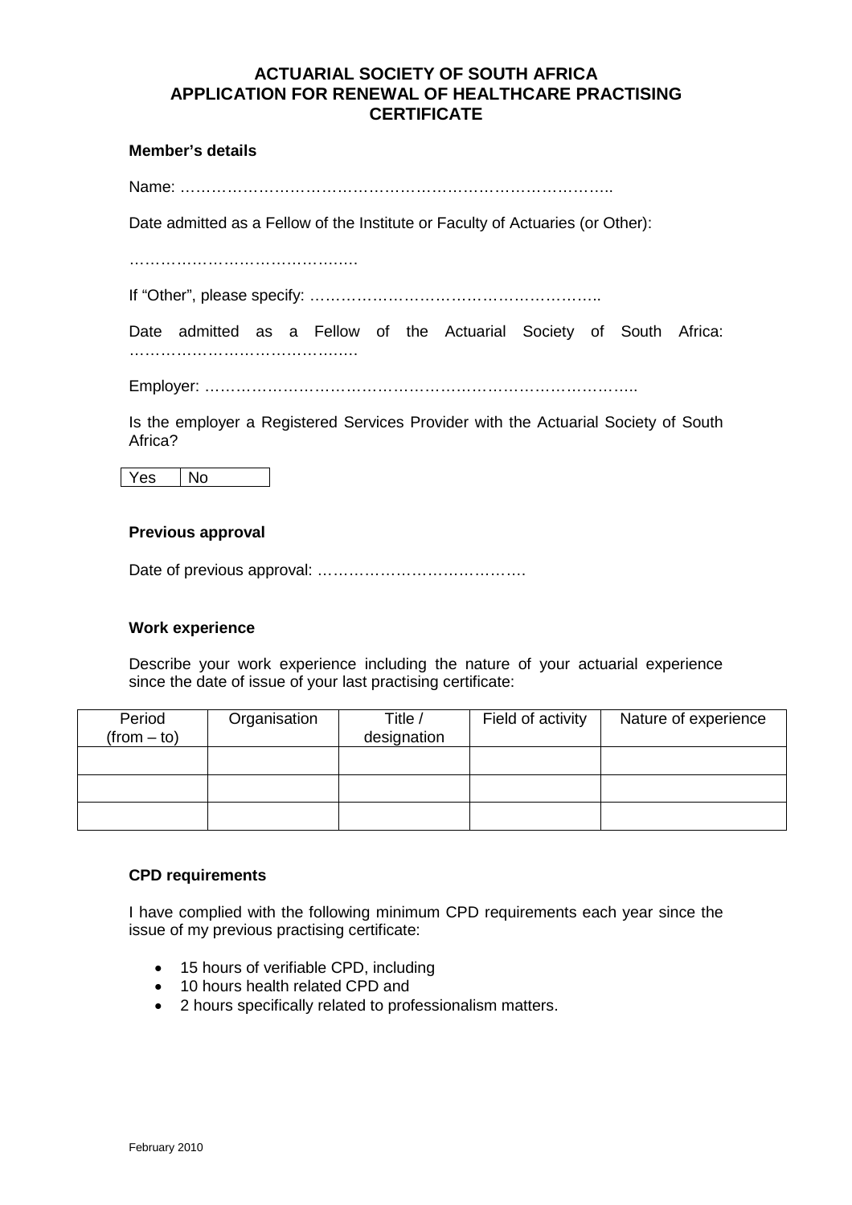# ACTUARIAL SOCIETY OF SOUTH AFRICA
# APPLICATION FOR RENEWAL OF HEALTHCARE PRACTISING CERTIFICATE

**Member's details**

Name: …………………………………………………………………………..

Date admitted as a Fellow of the Institute or Faculty of Actuaries (or Other):

…………………………………….

If "Other", please specify: ………………………………………………..

Date admitted as a Fellow of the Actuarial Society of South Africa: …………………………………….

Employer: ………………………………………………………………………..

Is the employer a Registered Services Provider with the Actuarial Society of South Africa?

| Yes | No |
|---|---|

**Previous approval**

Date of previous approval: ………………………………….

**Work experience**

Describe your work experience including the nature of your actuarial experience since the date of issue of your last practising certificate:

| Period (from – to) | Organisation | Title / designation | Field of activity | Nature of experience |
|---|---|---|---|---|
| | | | | |
| | | | | |
| | | | | |

**CPD requirements**

I have complied with the following minimum CPD requirements each year since the issue of my previous practising certificate:

- 15 hours of verifiable CPD, including
- 10 hours health related CPD and
- 2 hours specifically related to professionalism matters.

February 2010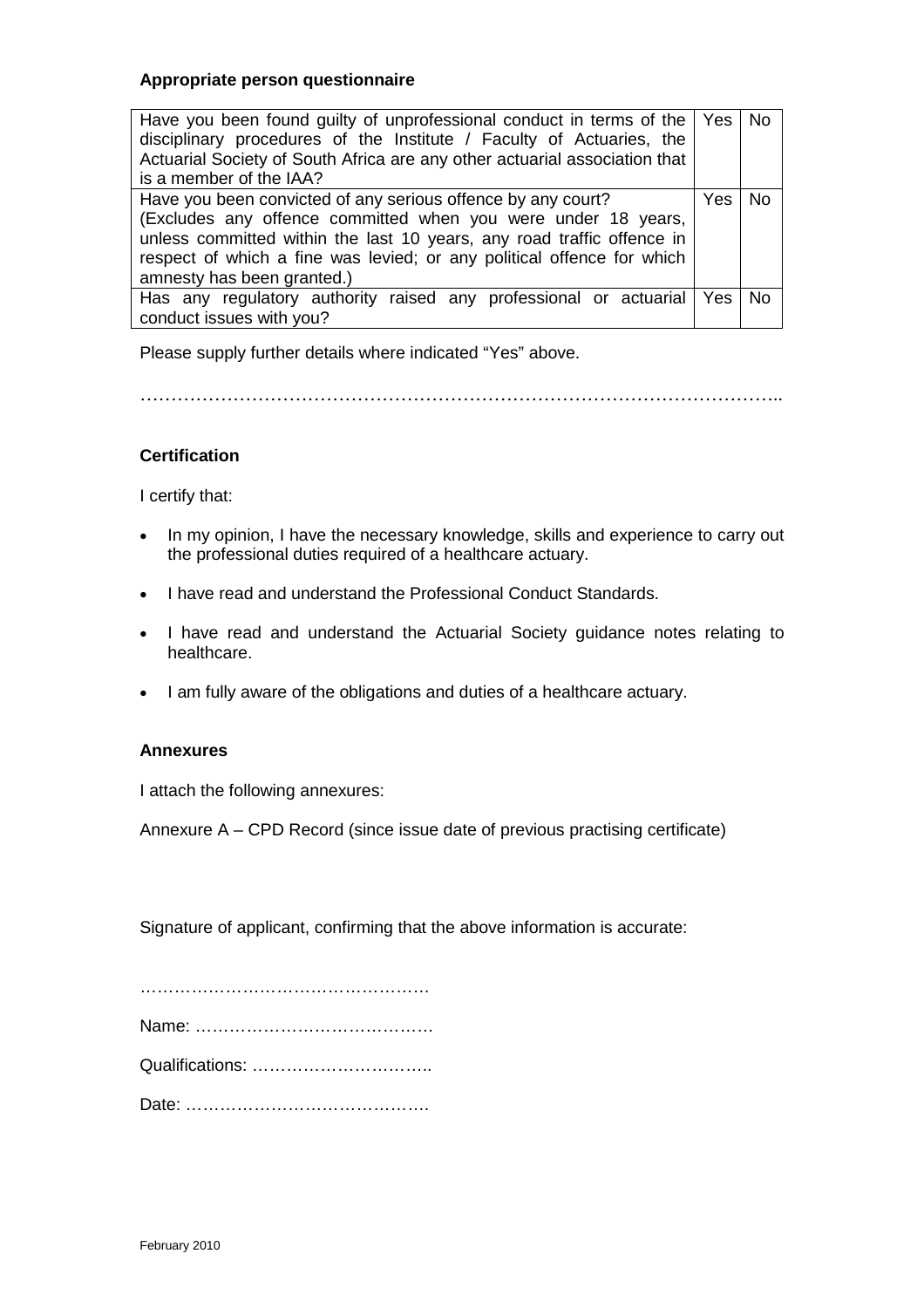**Appropriate person questionnaire**

| | | |
|---|---|---|
| Have you been found guilty of unprofessional conduct in terms of the disciplinary procedures of the Institute / Faculty of Actuaries, the Actuarial Society of South Africa are any other actuarial association that is a member of the IAA? | Yes | No |
| Have you been convicted of any serious offence by any court? (Excludes any offence committed when you were under 18 years, unless committed within the last 10 years, any road traffic offence in respect of which a fine was levied; or any political offence for which amnesty has been granted.) | Yes | No |
| Has any regulatory authority raised any professional or actuarial conduct issues with you? | Yes | No |

Please supply further details where indicated "Yes" above.

…………………………………………………………………………………………..

**Certification**

I certify that:

- In my opinion, I have the necessary knowledge, skills and experience to carry out the professional duties required of a healthcare actuary.
- I have read and understand the Professional Conduct Standards.
- I have read and understand the Actuarial Society guidance notes relating to healthcare.
- I am fully aware of the obligations and duties of a healthcare actuary.

**Annexures**

I attach the following annexures:

Annexure A – CPD Record (since issue date of previous practising certificate)

Signature of applicant, confirming that the above information is accurate:

……………………………………………

Name: ……………………………………

Qualifications: …………………………..

Date: ……………………………………

February 2010